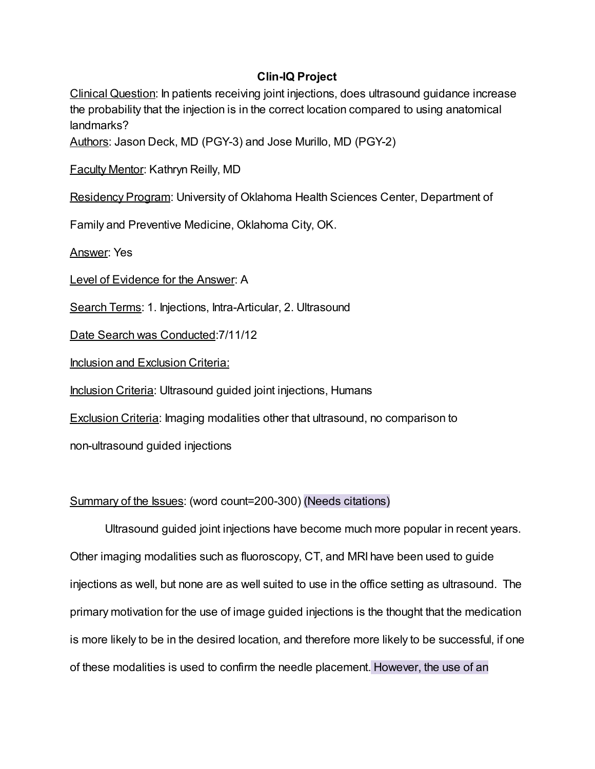# Clin-IQ Project

Clinical Question: In patients receiving joint injections, does ultrasound guidance increase the probability that the injection is in the correct location compared to using anatomical landmarks?

Authors: Jason Deck, MD (PGY-3) and Jose Murillo, MD (PGY-2)

Faculty Mentor: Kathryn Reilly, MD

Residency Program: University of Oklahoma Health Sciences Center, Department of Family and Preventive Medicine, Oklahoma City, OK.

Answer: Yes

Level of Evidence for the Answer: A

Search Terms: 1. Injections, Intra-Articular, 2. Ultrasound

Date Search was Conducted:7/11/12

Inclusion and Exclusion Criteria:

Inclusion Criteria: Ultrasound guided joint injections, Humans

Exclusion Criteria: Imaging modalities other that ultrasound, no comparison to non-ultrasound guided injections

Summary of the Issues: (word count=200-300) (Needs citations)

Ultrasound guided joint injections have become much more popular in recent years. Other imaging modalities such as fluoroscopy, CT, and MRI have been used to guide injections as well, but none are as well suited to use in the office setting as ultrasound. The primary motivation for the use of image guided injections is the thought that the medication is more likely to be in the desired location, and therefore more likely to be successful, if one of these modalities is used to confirm the needle placement. However, the use of an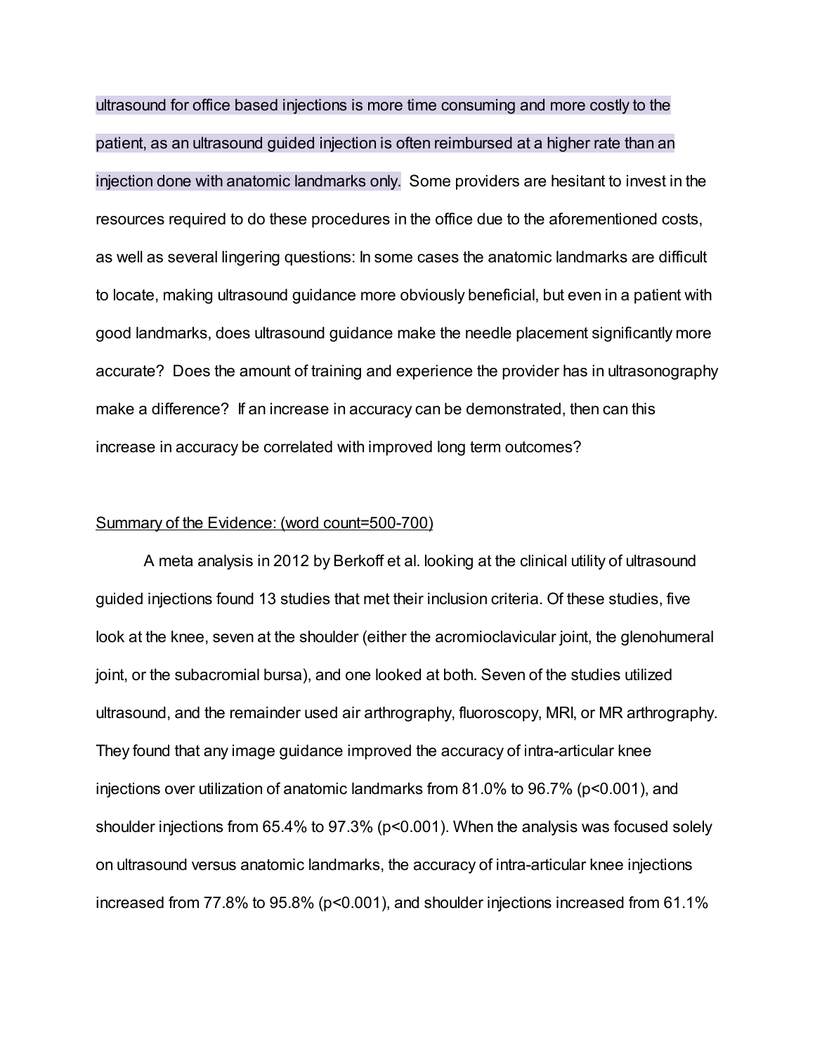ultrasound for office based injections is more time consuming and more costly to the patient, as an ultrasound guided injection is often reimbursed at a higher rate than an injection done with anatomic landmarks only. Some providers are hesitant to invest in the resources required to do these procedures in the office due to the aforementioned costs, as well as several lingering questions: In some cases the anatomic landmarks are difficult to locate, making ultrasound guidance more obviously beneficial, but even in a patient with good landmarks, does ultrasound guidance make the needle placement significantly more accurate? Does the amount of training and experience the provider has in ultrasonography make a difference? If an increase in accuracy can be demonstrated, then can this increase in accuracy be correlated with improved long term outcomes?

<u>Summary of the Evidence: (word count=500-700)</u>

A meta analysis in 2012 by Berkoff et al. looking at the clinical utility of ultrasound guided injections found 13 studies that met their inclusion criteria. Of these studies, five look at the knee, seven at the shoulder (either the acromioclavicular joint, the glenohumeral joint, or the subacromial bursa), and one looked at both. Seven of the studies utilized ultrasound, and the remainder used air arthrography, fluoroscopy, MRI, or MR arthrography. They found that any image guidance improved the accuracy of intra-articular knee injections over utilization of anatomic landmarks from 81.0% to 96.7% ($p<0.001$), and shoulder injections from 65.4% to 97.3% ($p<0.001$). When the analysis was focused solely on ultrasound versus anatomic landmarks, the accuracy of intra-articular knee injections increased from 77.8% to 95.8% ($p<0.001$), and shoulder injections increased from 61.1%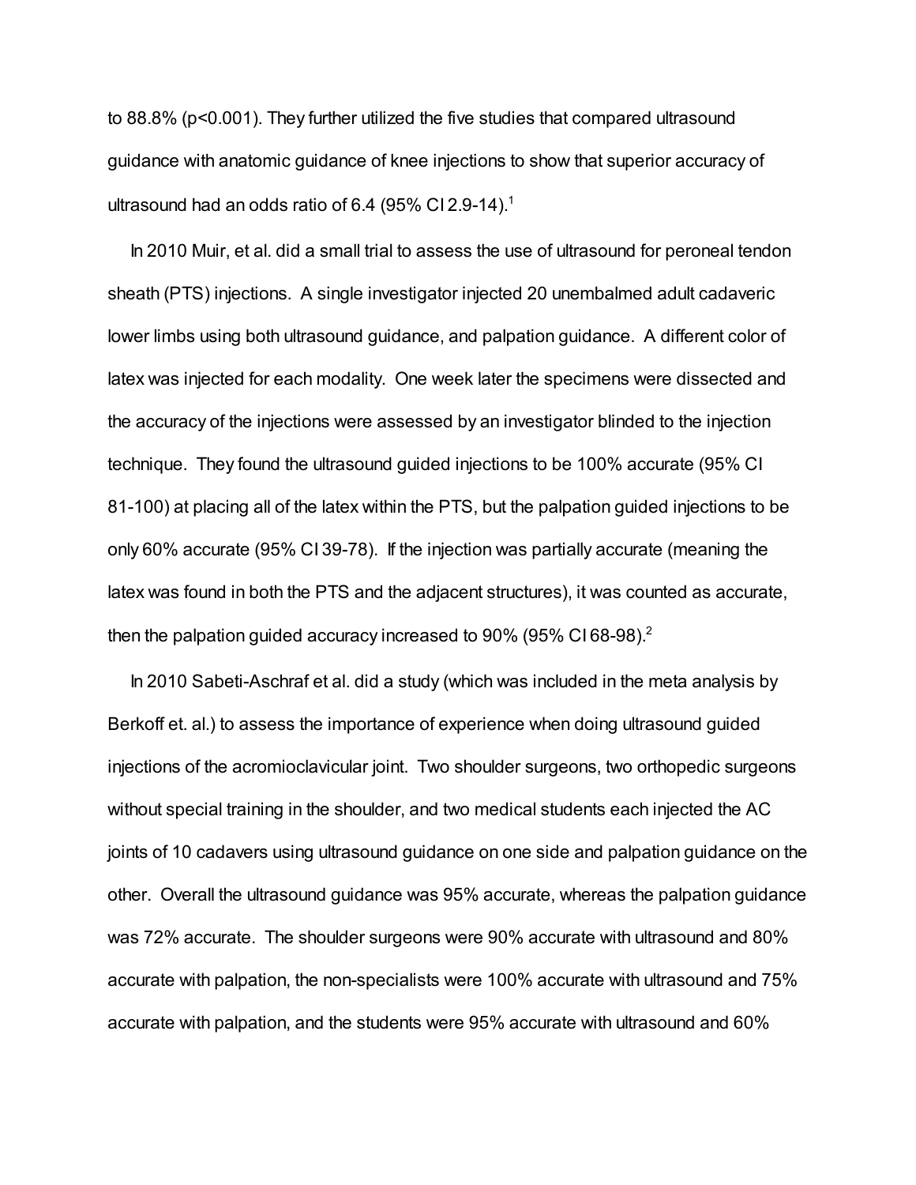to 88.8% ($p<0.001$). They further utilized the five studies that compared ultrasound guidance with anatomic guidance of knee injections to show that superior accuracy of ultrasound had an odds ratio of 6.4 (95% CI 2.9-14).[1]

In 2010 Muir, et al. did a small trial to assess the use of ultrasound for peroneal tendon sheath (PTS) injections. A single investigator injected 20 unembalmed adult cadaveric lower limbs using both ultrasound guidance, and palpation guidance. A different color of latex was injected for each modality. One week later the specimens were dissected and the accuracy of the injections were assessed by an investigator blinded to the injection technique. They found the ultrasound guided injections to be 100% accurate (95% CI 81-100) at placing all of the latex within the PTS, but the palpation guided injections to be only 60% accurate (95% CI 39-78). If the injection was partially accurate (meaning the latex was found in both the PTS and the adjacent structures), it was counted as accurate, then the palpation guided accuracy increased to 90% (95% CI 68-98).[2]

In 2010 Sabeti-Aschraf et al. did a study (which was included in the meta analysis by Berkoff et. al.) to assess the importance of experience when doing ultrasound guided injections of the acromioclavicular joint. Two shoulder surgeons, two orthopedic surgeons without special training in the shoulder, and two medical students each injected the AC joints of 10 cadavers using ultrasound guidance on one side and palpation guidance on the other. Overall the ultrasound guidance was 95% accurate, whereas the palpation guidance was 72% accurate. The shoulder surgeons were 90% accurate with ultrasound and 80% accurate with palpation, the non-specialists were 100% accurate with ultrasound and 75% accurate with palpation, and the students were 95% accurate with ultrasound and 60%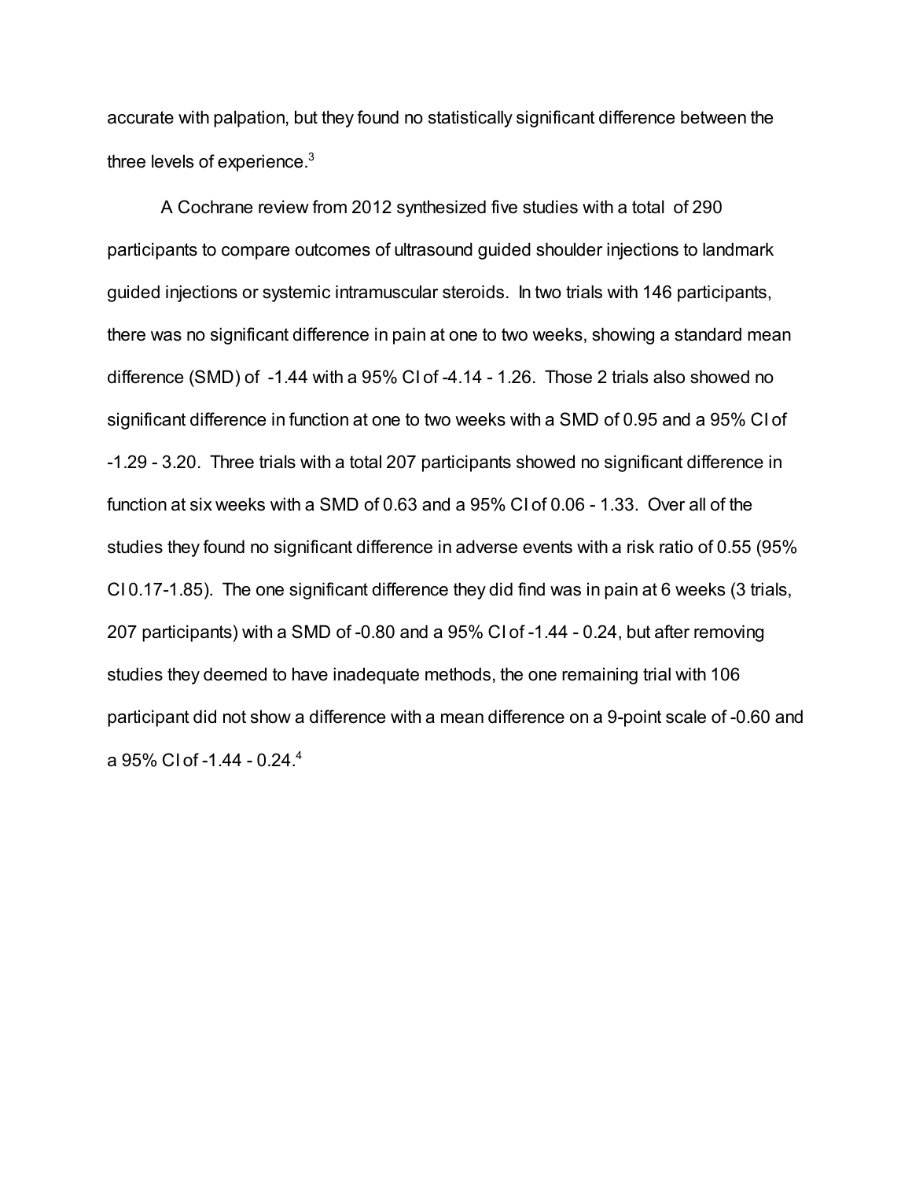accurate with palpation, but they found no statistically significant difference between the three levels of experience.[3]

A Cochrane review from 2012 synthesized five studies with a total of 290 participants to compare outcomes of ultrasound guided shoulder injections to landmark guided injections or systemic intramuscular steroids. In two trials with 146 participants, there was no significant difference in pain at one to two weeks, showing a standard mean difference (SMD) of -1.44 with a 95% CI of -4.14 - 1.26. Those 2 trials also showed no significant difference in function at one to two weeks with a SMD of 0.95 and a 95% CI of -1.29 - 3.20. Three trials with a total 207 participants showed no significant difference in function at six weeks with a SMD of 0.63 and a 95% CI of 0.06 - 1.33. Over all of the studies they found no significant difference in adverse events with a risk ratio of 0.55 (95% CI 0.17-1.85). The one significant difference they did find was in pain at 6 weeks (3 trials, 207 participants) with a SMD of -0.80 and a 95% CI of -1.44 - 0.24, but after removing studies they deemed to have inadequate methods, the one remaining trial with 106 participant did not show a difference with a mean difference on a 9-point scale of -0.60 and a 95% CI of -1.44 - 0.24.[4]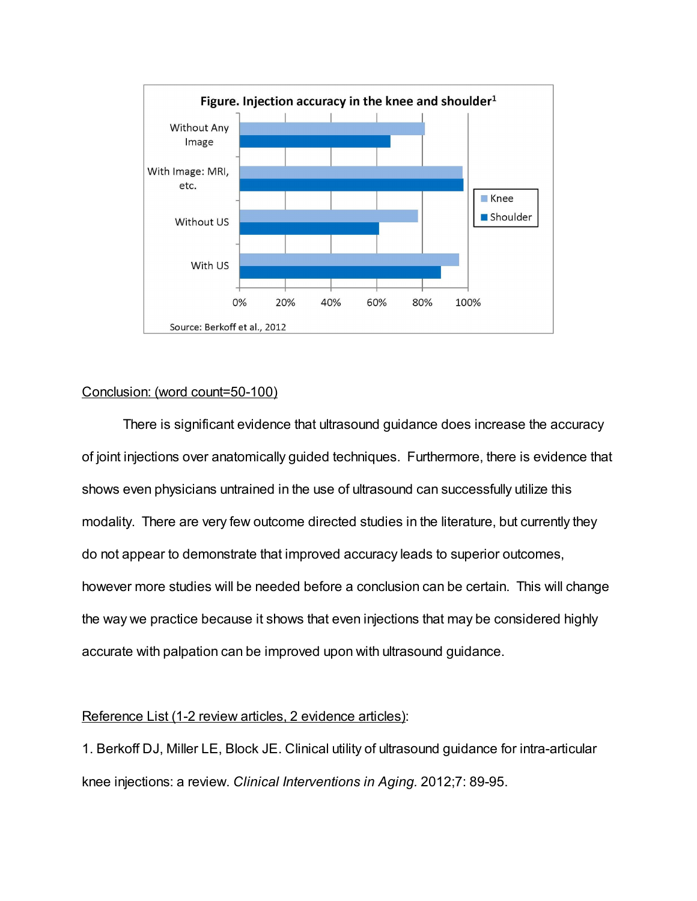Figure. Injection accuracy in the knee and shoulder[1]

Source: Berkoff et al., 2012

<u>Conclusion: (word count=50-100)</u>

There is significant evidence that ultrasound guidance does increase the accuracy of joint injections over anatomically guided techniques. Furthermore, there is evidence that shows even physicians untrained in the use of ultrasound can successfully utilize this modality. There are very few outcome directed studies in the literature, but currently they do not appear to demonstrate that improved accuracy leads to superior outcomes, however more studies will be needed before a conclusion can be certain. This will change the way we practice because it shows that even injections that may be considered highly accurate with palpation can be improved upon with ultrasound guidance.

<u>Reference List (1-2 review articles, 2 evidence articles)</u>:

1. Berkoff DJ, Miller LE, Block JE. Clinical utility of ultrasound guidance for intra-articular knee injections: a review. *Clinical Interventions in Aging.* 2012;7: 89-95.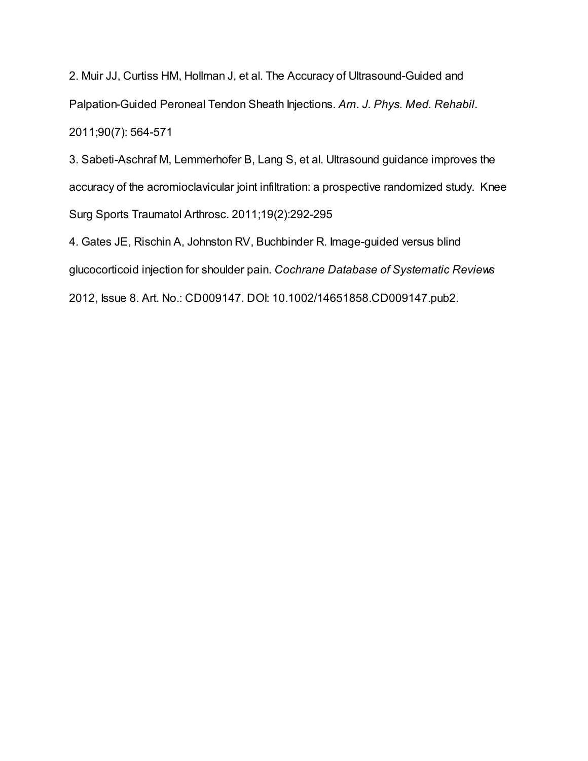2. Muir JJ, Curtiss HM, Hollman J, et al. The Accuracy of Ultrasound-Guided and Palpation-Guided Peroneal Tendon Sheath Injections. *Am. J. Phys. Med. Rehabil*. 2011;90(7): 564-571

3. Sabeti-Aschraf M, Lemmerhofer B, Lang S, et al. Ultrasound guidance improves the accuracy of the acromioclavicular joint infiltration: a prospective randomized study. Knee Surg Sports Traumatol Arthrosc. 2011;19(2):292-295

4. Gates JE, Rischin A, Johnston RV, Buchbinder R. Image-guided versus blind glucocorticoid injection for shoulder pain. *Cochrane Database of Systematic Reviews* 2012, Issue 8. Art. No.: CD009147. DOI: 10.1002/14651858.CD009147.pub2.